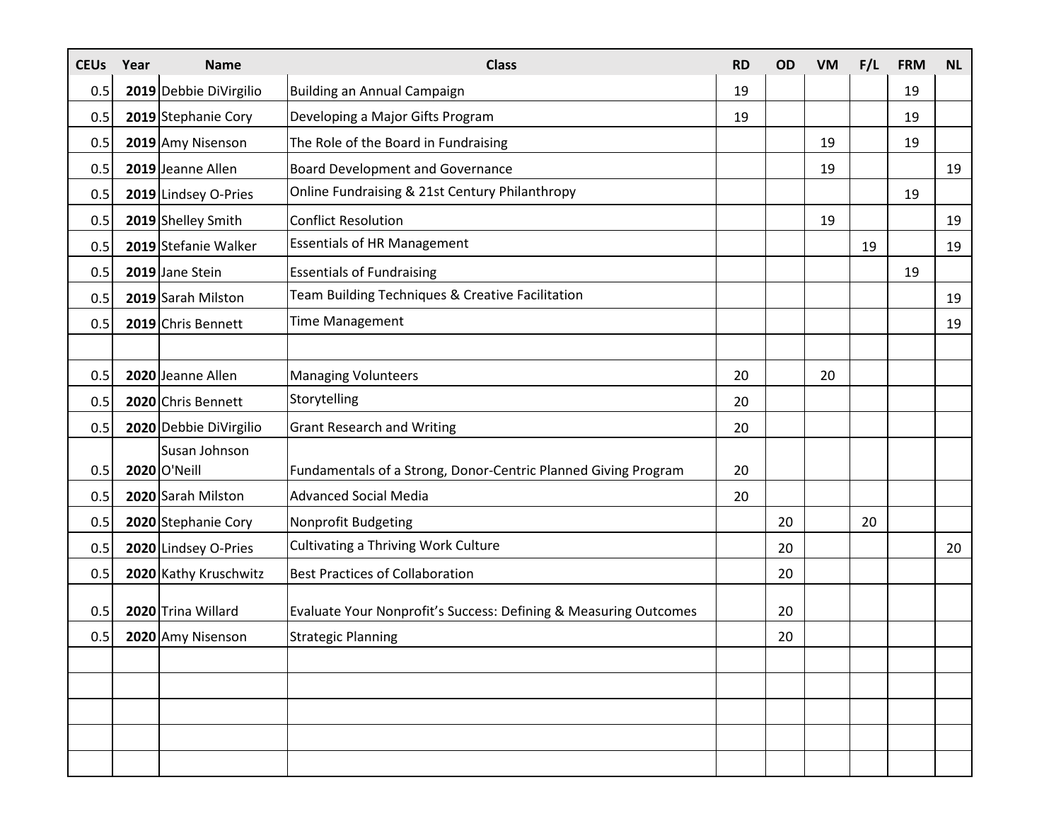| CEUs | Year | Name | Class | RD | OD | VM | F/L | FRM | NL |
| --- | --- | --- | --- | --- | --- | --- | --- | --- | --- |
| 0.5 | **2019** | Debbie DiVirgilio | Building an Annual Campaign | 19 | | | | 19 | |
| 0.5 | **2019** | Stephanie Cory | Developing a Major Gifts Program | 19 | | | | 19 | |
| 0.5 | **2019** | Amy Nisenson | The Role of the Board in Fundraising | | | 19 | | 19 | |
| 0.5 | **2019** | Jeanne Allen | Board Development and Governance | | | 19 | | | 19 |
| 0.5 | **2019** | Lindsey O-Pries | Online Fundraising & 21st Century Philanthropy | | | | | 19 | |
| 0.5 | **2019** | Shelley Smith | Conflict Resolution | | | 19 | | | 19 |
| 0.5 | **2019** | Stefanie Walker | Essentials of HR Management | | | | 19 | | 19 |
| 0.5 | **2019** | Jane Stein | Essentials of Fundraising | | | | | 19 | |
| 0.5 | **2019** | Sarah Milston | Team Building Techniques & Creative Facilitation | | | | | | 19 |
| 0.5 | **2019** | Chris Bennett | Time Management | | | | | | 19 |
| | | | | | | | | | |
| 0.5 | **2020** | Jeanne Allen | Managing Volunteers | 20 | | 20 | | | |
| 0.5 | **2020** | Chris Bennett | Storytelling | 20 | | | | | |
| 0.5 | **2020** | Debbie DiVirgilio | Grant Research and Writing | 20 | | | | | |
| 0.5 | **2020** | Susan Johnson O'Neill | Fundamentals of a Strong, Donor-Centric Planned Giving Program | 20 | | | | | |
| 0.5 | **2020** | Sarah Milston | Advanced Social Media | 20 | | | | | |
| 0.5 | **2020** | Stephanie Cory | Nonprofit Budgeting | | 20 | | 20 | | |
| 0.5 | **2020** | Lindsey O-Pries | Cultivating a Thriving Work Culture | | 20 | | | | 20 |
| 0.5 | **2020** | Kathy Kruschwitz | Best Practices of Collaboration | | 20 | | | | |
| 0.5 | **2020** | Trina Willard | Evaluate Your Nonprofit's Success: Defining & Measuring Outcomes | | 20 | | | | |
| 0.5 | **2020** | Amy Nisenson | Strategic Planning | | 20 | | | | |
| | | | | | | | | | |
| | | | | | | | | | |
| | | | | | | | | | |
| | | | | | | | | | |
| | | | | | | | | | |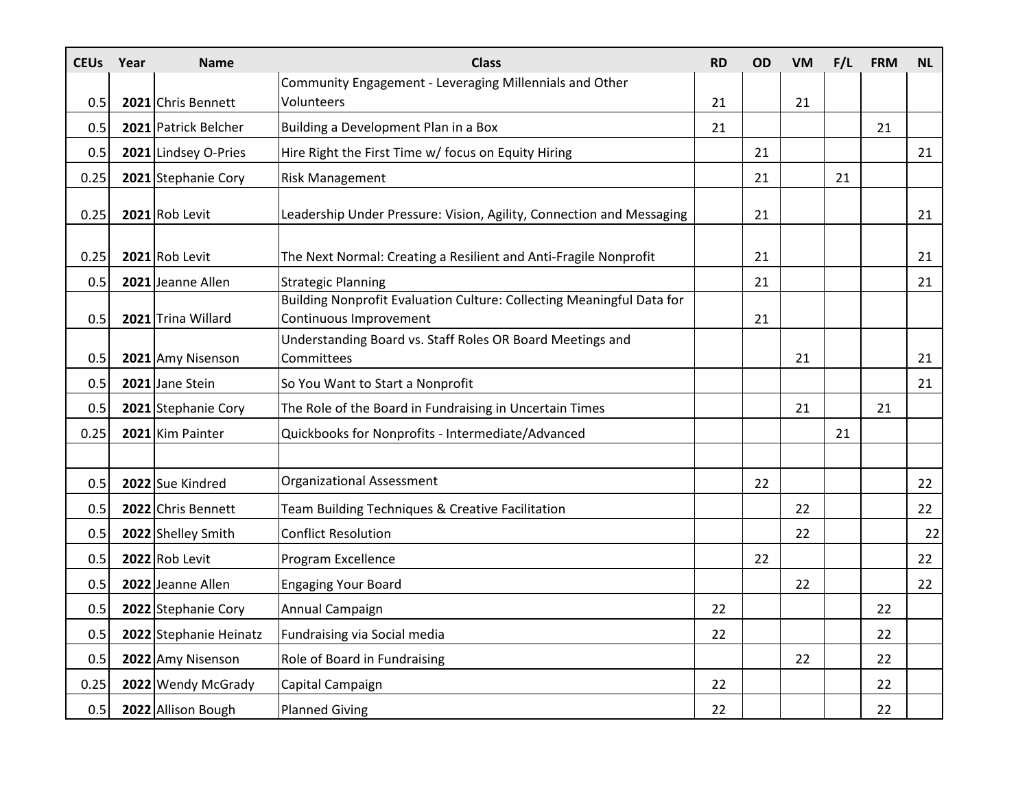| CEUs | Year | Name | Class | RD | OD | VM | F/L | FRM | NL |
|---|---|---|---|---|---|---|---|---|---|
| 0.5 | 2021 | Chris Bennett | Community Engagement - Leveraging Millennials and Other Volunteers | 21 | | 21 | | | |
| 0.5 | 2021 | Patrick Belcher | Building a Development Plan in a Box | 21 | | | | 21 | |
| 0.5 | 2021 | Lindsey O-Pries | Hire Right the First Time w/ focus on Equity Hiring | | 21 | | | | 21 |
| 0.25 | 2021 | Stephanie Cory | Risk Management | | 21 | | 21 | | |
| 0.25 | 2021 | Rob Levit | Leadership Under Pressure: Vision, Agility, Connection and Messaging | | 21 | | | | 21 |
| 0.25 | 2021 | Rob Levit | The Next Normal: Creating a Resilient and Anti-Fragile Nonprofit | | 21 | | | | 21 |
| 0.5 | 2021 | Jeanne Allen | Strategic Planning | | 21 | | | | 21 |
| 0.5 | 2021 | Trina Willard | Building Nonprofit Evaluation Culture: Collecting Meaningful Data for Continuous Improvement | | 21 | | | | |
| 0.5 | 2021 | Amy Nisenson | Understanding Board vs. Staff Roles OR Board Meetings and Committees | | | 21 | | | 21 |
| 0.5 | 2021 | Jane Stein | So You Want to Start a Nonprofit | | | | | | 21 |
| 0.5 | 2021 | Stephanie Cory | The Role of the Board in Fundraising in Uncertain Times | | | 21 | | 21 | |
| 0.25 | 2021 | Kim Painter | Quickbooks for Nonprofits - Intermediate/Advanced | | | | 21 | | |
| | | | | | | | | | |
| 0.5 | 2022 | Sue Kindred | Organizational Assessment | | 22 | | | | 22 |
| 0.5 | 2022 | Chris Bennett | Team Building Techniques & Creative Facilitation | | | 22 | | | 22 |
| 0.5 | 2022 | Shelley Smith | Conflict Resolution | | | 22 | | | 22 |
| 0.5 | 2022 | Rob Levit | Program Excellence | | 22 | | | | 22 |
| 0.5 | 2022 | Jeanne Allen | Engaging Your Board | | | 22 | | | 22 |
| 0.5 | 2022 | Stephanie Cory | Annual Campaign | 22 | | | | 22 | |
| 0.5 | 2022 | Stephanie Heinatz | Fundraising via Social media | 22 | | | | 22 | |
| 0.5 | 2022 | Amy Nisenson | Role of Board in Fundraising | | | 22 | | 22 | |
| 0.25 | 2022 | Wendy McGrady | Capital Campaign | 22 | | | | 22 | |
| 0.5 | 2022 | Allison Bough | Planned Giving | 22 | | | | 22 | |